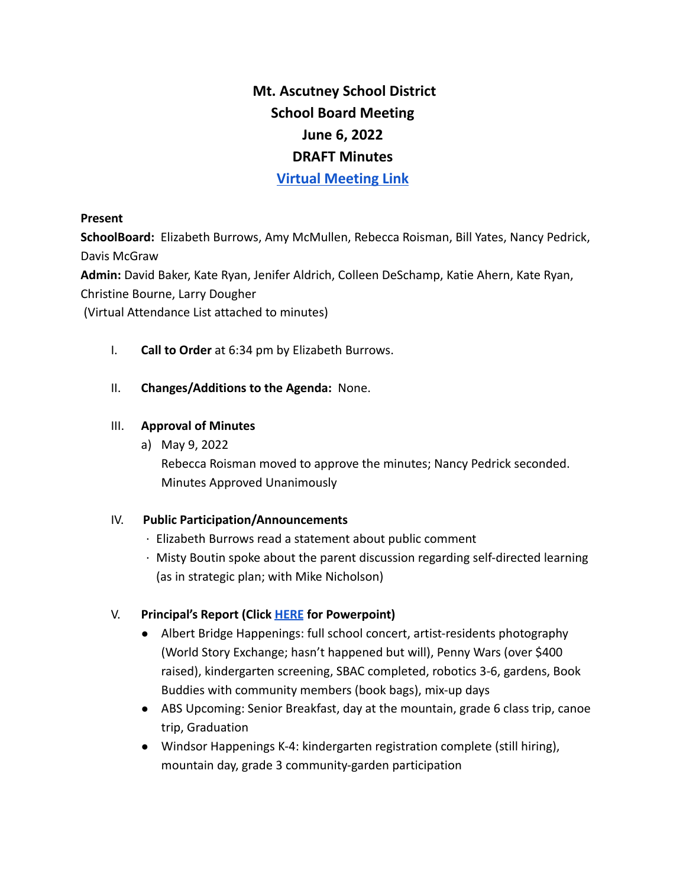# Mt. Ascutney School District
## School Board Meeting
## June 6, 2022
## DRAFT Minutes
## [Virtual Meeting Link]

**Present**

**SchoolBoard:** Elizabeth Burrows, Amy McMullen, Rebecca Roisman, Bill Yates, Nancy Pedrick, Davis McGraw

**Admin:** David Baker, Kate Ryan, Jenifer Aldrich, Colleen DeSchamp, Katie Ahern, Kate Ryan, Christine Bourne, Larry Dougher

(Virtual Attendance List attached to minutes)

I. **Call to Order** at 6:34 pm by Elizabeth Burrows.

II. **Changes/Additions to the Agenda:** None.

III. **Approval of Minutes**

a) May 9, 2022
Rebecca Roisman moved to approve the minutes; Nancy Pedrick seconded.
Minutes Approved Unanimously

IV. **Public Participation/Announcements**

- Elizabeth Burrows read a statement about public comment
- Misty Boutin spoke about the parent discussion regarding self-directed learning (as in strategic plan; with Mike Nicholson)

V. **Principal's Report (Click HERE for Powerpoint)**

- Albert Bridge Happenings: full school concert, artist-residents photography (World Story Exchange; hasn't happened but will), Penny Wars (over $400 raised), kindergarten screening, SBAC completed, robotics 3-6, gardens, Book Buddies with community members (book bags), mix-up days
- ABS Upcoming: Senior Breakfast, day at the mountain, grade 6 class trip, canoe trip, Graduation
- Windsor Happenings K-4: kindergarten registration complete (still hiring), mountain day, grade 3 community-garden participation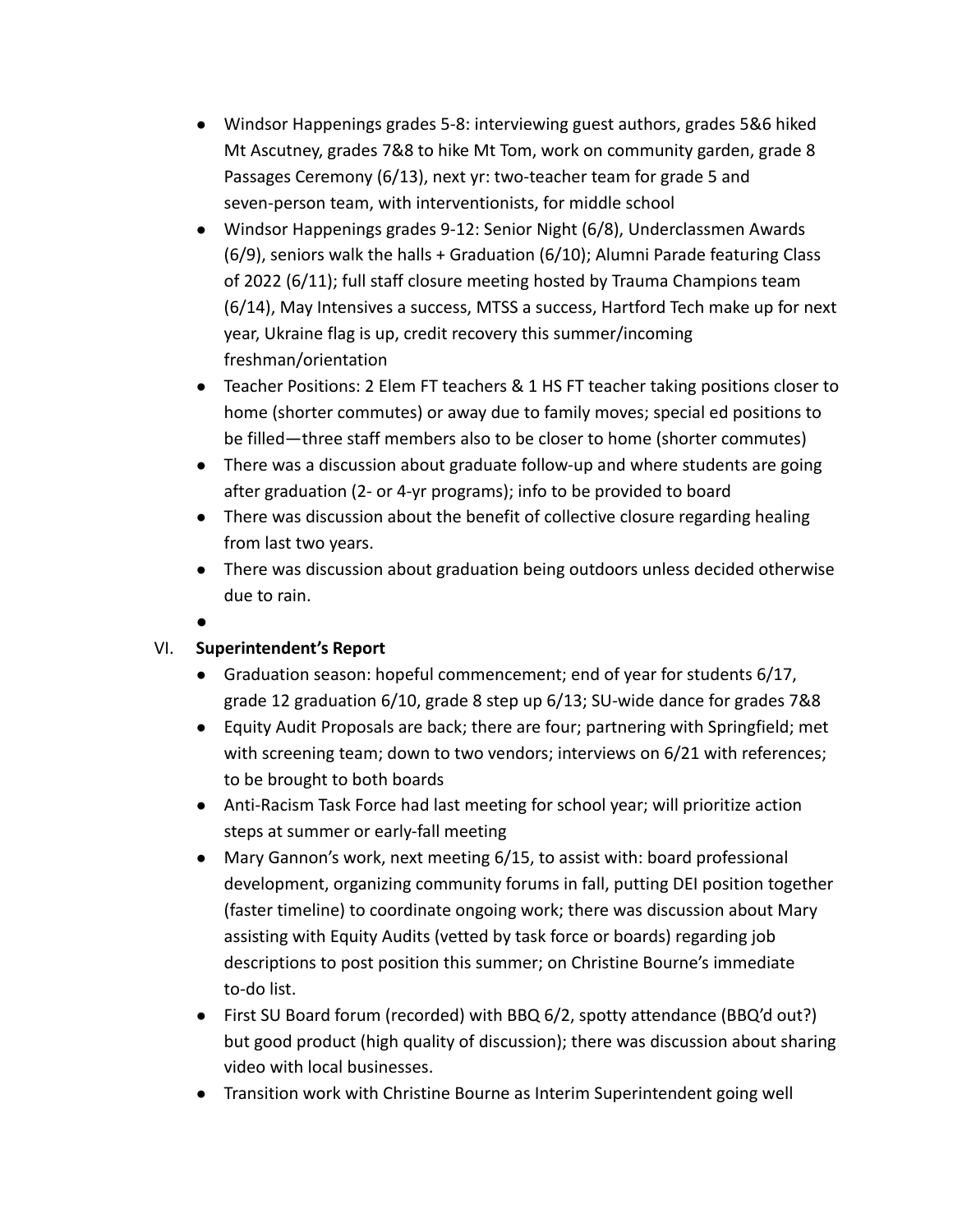- Windsor Happenings grades 5-8: interviewing guest authors, grades 5&6 hiked Mt Ascutney, grades 7&8 to hike Mt Tom, work on community garden, grade 8 Passages Ceremony (6/13), next yr: two-teacher team for grade 5 and seven-person team, with interventionists, for middle school
- Windsor Happenings grades 9-12: Senior Night (6/8), Underclassmen Awards (6/9), seniors walk the halls + Graduation (6/10); Alumni Parade featuring Class of 2022 (6/11); full staff closure meeting hosted by Trauma Champions team (6/14), May Intensives a success, MTSS a success, Hartford Tech make up for next year, Ukraine flag is up, credit recovery this summer/incoming freshman/orientation
- Teacher Positions: 2 Elem FT teachers & 1 HS FT teacher taking positions closer to home (shorter commutes) or away due to family moves; special ed positions to be filled—three staff members also to be closer to home (shorter commutes)
- There was a discussion about graduate follow-up and where students are going after graduation (2- or 4-yr programs); info to be provided to board
- There was discussion about the benefit of collective closure regarding healing from last two years.
- There was discussion about graduation being outdoors unless decided otherwise due to rain.
- 

VI. **Superintendent's Report**

- Graduation season: hopeful commencement; end of year for students 6/17, grade 12 graduation 6/10, grade 8 step up 6/13; SU-wide dance for grades 7&8
- Equity Audit Proposals are back; there are four; partnering with Springfield; met with screening team; down to two vendors; interviews on 6/21 with references; to be brought to both boards
- Anti-Racism Task Force had last meeting for school year; will prioritize action steps at summer or early-fall meeting
- Mary Gannon's work, next meeting 6/15, to assist with: board professional development, organizing community forums in fall, putting DEI position together (faster timeline) to coordinate ongoing work; there was discussion about Mary assisting with Equity Audits (vetted by task force or boards) regarding job descriptions to post position this summer; on Christine Bourne's immediate to-do list.
- First SU Board forum (recorded) with BBQ 6/2, spotty attendance (BBQ'd out?) but good product (high quality of discussion); there was discussion about sharing video with local businesses.
- Transition work with Christine Bourne as Interim Superintendent going well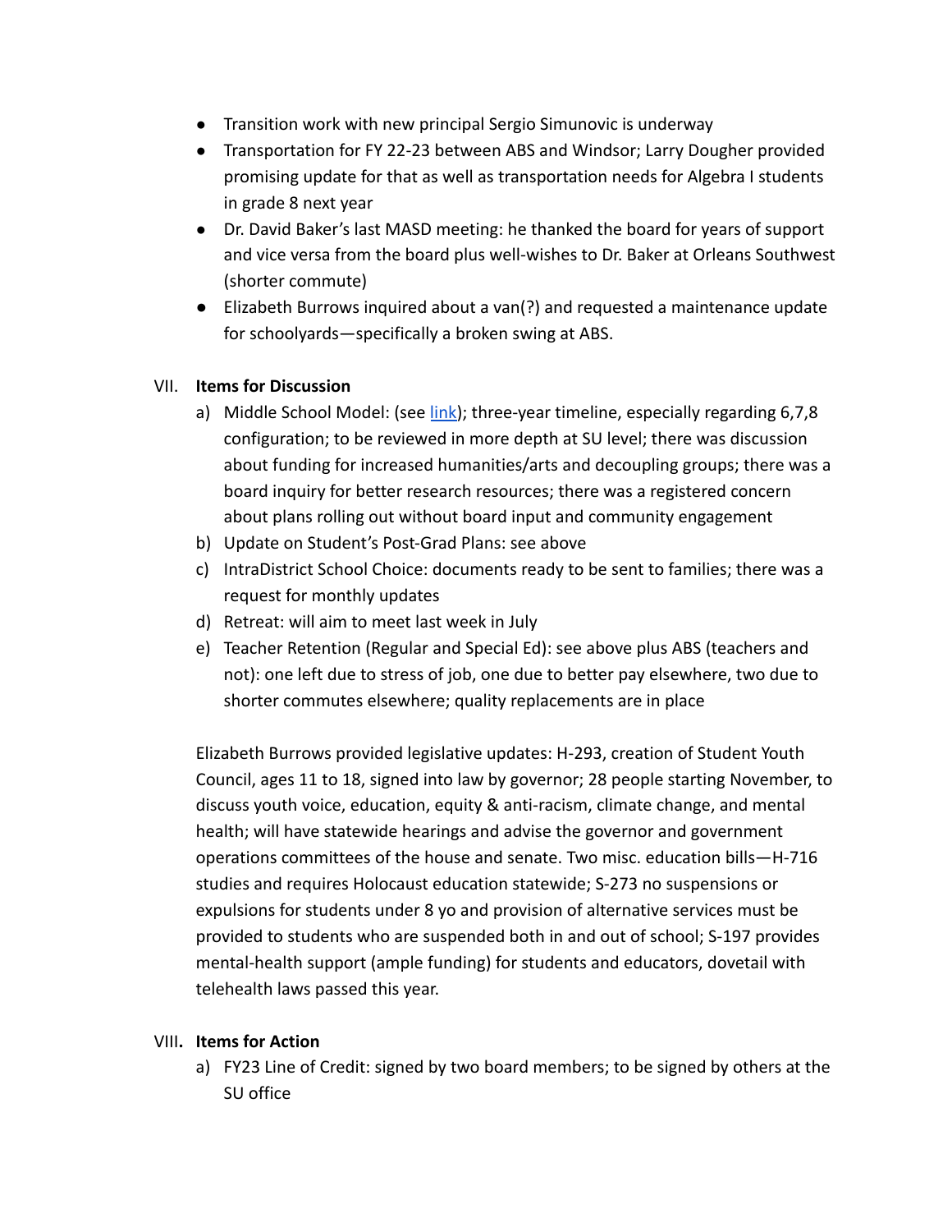- Transition work with new principal Sergio Simunovic is underway
- Transportation for FY 22-23 between ABS and Windsor; Larry Dougher provided promising update for that as well as transportation needs for Algebra I students in grade 8 next year
- Dr. David Baker's last MASD meeting: he thanked the board for years of support and vice versa from the board plus well-wishes to Dr. Baker at Orleans Southwest (shorter commute)
- Elizabeth Burrows inquired about a van(?) and requested a maintenance update for schoolyards—specifically a broken swing at ABS.

VII. **Items for Discussion**

a) Middle School Model: (see link); three-year timeline, especially regarding 6,7,8 configuration; to be reviewed in more depth at SU level; there was discussion about funding for increased humanities/arts and decoupling groups; there was a board inquiry for better research resources; there was a registered concern about plans rolling out without board input and community engagement

b) Update on Student's Post-Grad Plans: see above

c) IntraDistrict School Choice: documents ready to be sent to families; there was a request for monthly updates

d) Retreat: will aim to meet last week in July

e) Teacher Retention (Regular and Special Ed): see above plus ABS (teachers and not): one left due to stress of job, one due to better pay elsewhere, two due to shorter commutes elsewhere; quality replacements are in place

Elizabeth Burrows provided legislative updates: H-293, creation of Student Youth Council, ages 11 to 18, signed into law by governor; 28 people starting November, to discuss youth voice, education, equity & anti-racism, climate change, and mental health; will have statewide hearings and advise the governor and government operations committees of the house and senate. Two misc. education bills—H-716 studies and requires Holocaust education statewide; S-273 no suspensions or expulsions for students under 8 yo and provision of alternative services must be provided to students who are suspended both in and out of school; S-197 provides mental-health support (ample funding) for students and educators, dovetail with telehealth laws passed this year.

VIII**.** **Items for Action**

a) FY23 Line of Credit: signed by two board members; to be signed by others at the SU office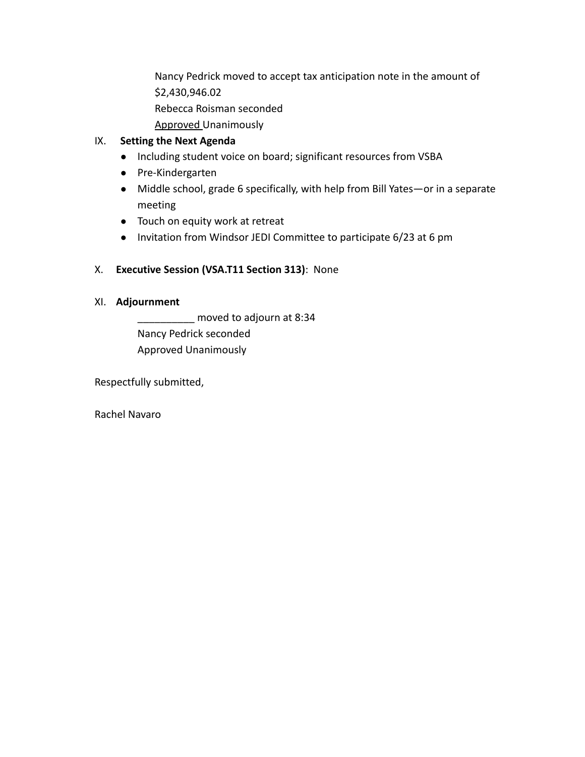Nancy Pedrick moved to accept tax anticipation note in the amount of $2,430,946.02
Rebecca Roisman seconded
<u>Approved</u> Unanimously

IX. **Setting the Next Agenda**

- Including student voice on board; significant resources from VSBA
- Pre-Kindergarten
- Middle school, grade 6 specifically, with help from Bill Yates—or in a separate meeting
- Touch on equity work at retreat
- Invitation from Windsor JEDI Committee to participate 6/23 at 6 pm

X. **Executive Session (VSA.T11 Section 313)**: None

XI. **Adjournment**

__________ moved to adjourn at 8:34
Nancy Pedrick seconded
Approved Unanimously

Respectfully submitted,

Rachel Navaro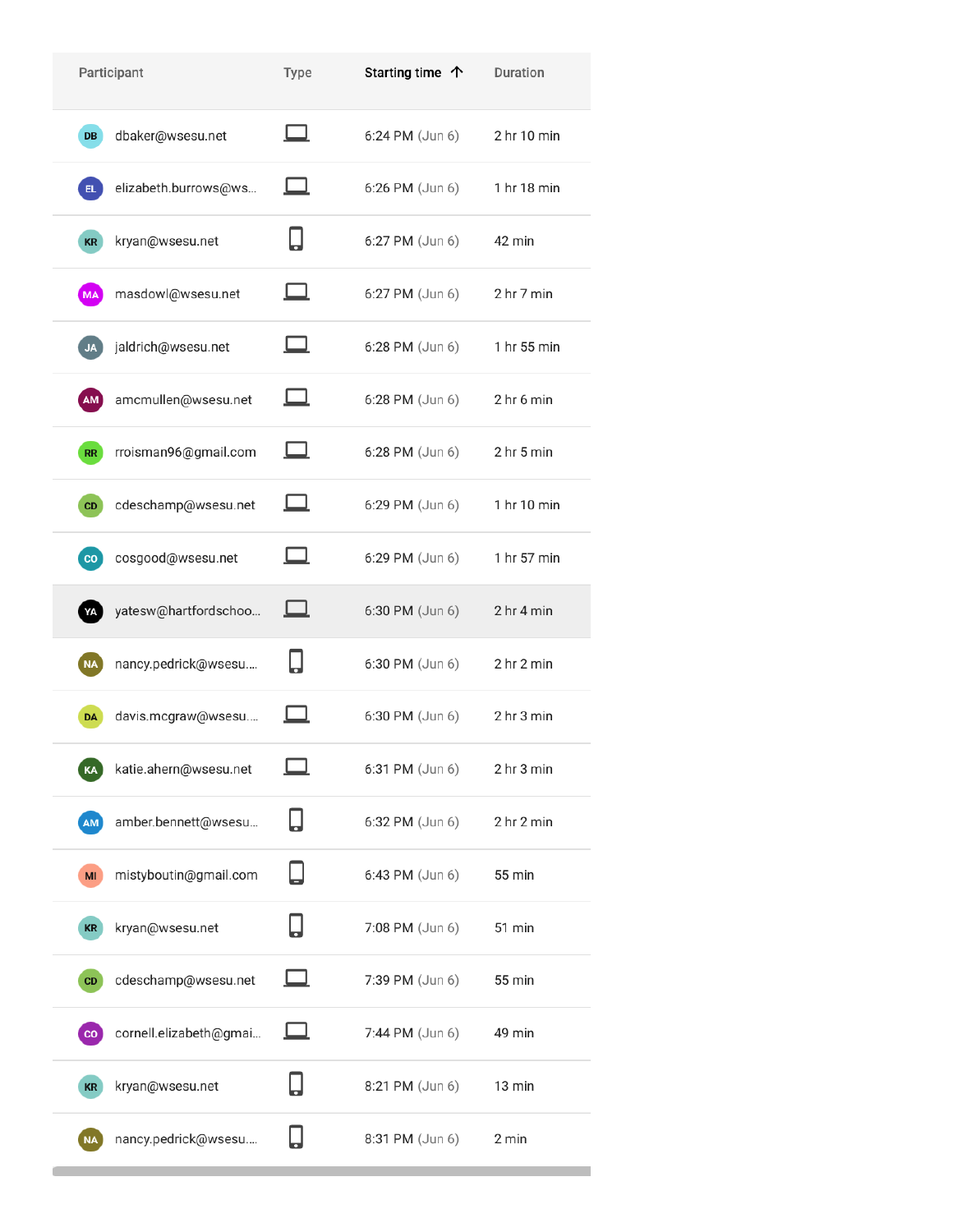| Participant | Type | Starting time ↑ | Duration |
|---|---|---|---|
| DB dbaker@wsesu.net | Laptop | 6:24 PM (Jun 6) | 2 hr 10 min |
| EL elizabeth.burrows@ws... | Laptop | 6:26 PM (Jun 6) | 1 hr 18 min |
| KR kryan@wsesu.net | Phone | 6:27 PM (Jun 6) | 42 min |
| MA masdowl@wsesu.net | Laptop | 6:27 PM (Jun 6) | 2 hr 7 min |
| JA jaldrich@wsesu.net | Laptop | 6:28 PM (Jun 6) | 1 hr 55 min |
| AM amcmullen@wsesu.net | Laptop | 6:28 PM (Jun 6) | 2 hr 6 min |
| RR rroisman96@gmail.com | Laptop | 6:28 PM (Jun 6) | 2 hr 5 min |
| CD cdeschamp@wsesu.net | Laptop | 6:29 PM (Jun 6) | 1 hr 10 min |
| CO cosgood@wsesu.net | Laptop | 6:29 PM (Jun 6) | 1 hr 57 min |
| YA yatesw@hartfordschoo... | Laptop | 6:30 PM (Jun 6) | 2 hr 4 min |
| NA nancy.pedrick@wsesu.... | Phone | 6:30 PM (Jun 6) | 2 hr 2 min |
| DA davis.mcgraw@wsesu.... | Laptop | 6:30 PM (Jun 6) | 2 hr 3 min |
| KA katie.ahern@wsesu.net | Laptop | 6:31 PM (Jun 6) | 2 hr 3 min |
| AM amber.bennett@wsesu... | Phone | 6:32 PM (Jun 6) | 2 hr 2 min |
| MI mistyboutin@gmail.com | Phone | 6:43 PM (Jun 6) | 55 min |
| KR kryan@wsesu.net | Phone | 7:08 PM (Jun 6) | 51 min |
| CD cdeschamp@wsesu.net | Laptop | 7:39 PM (Jun 6) | 55 min |
| CO cornell.elizabeth@gmai... | Laptop | 7:44 PM (Jun 6) | 49 min |
| KR kryan@wsesu.net | Phone | 8:21 PM (Jun 6) | 13 min |
| NA nancy.pedrick@wsesu.... | Phone | 8:31 PM (Jun 6) | 2 min |